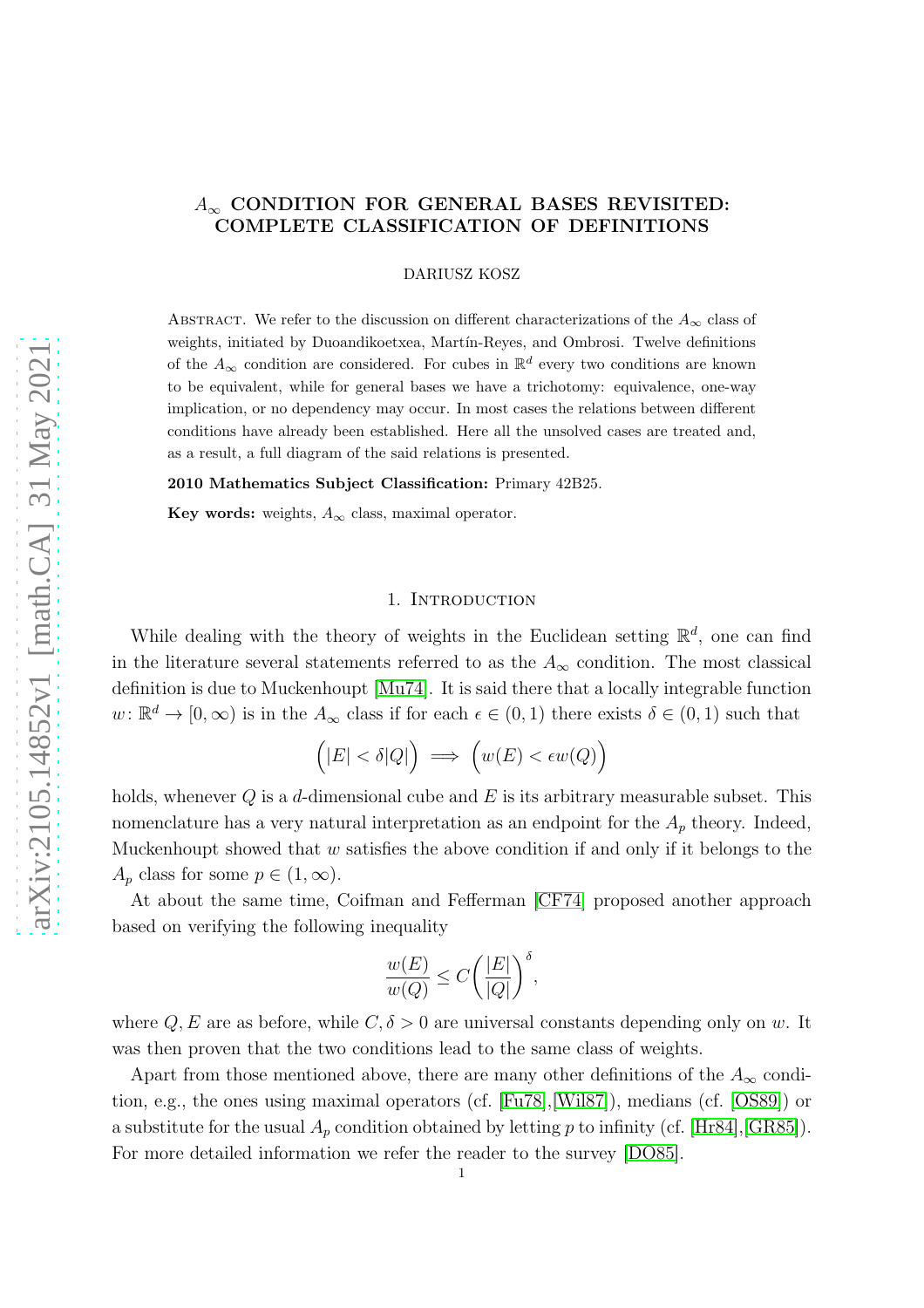# $A_\infty$ CONDITION FOR GENERAL BASES REVISITED: COMPLETE CLASSIFICATION OF DEFINITIONS

DARIUSZ KOSZ

Abstract. We refer to the discussion on different characterizations of the $A_\infty$ class of weights, initiated by Duoandikoetxea, Martín-Reyes, and Ombrosi. Twelve definitions of the $A_\infty$ condition are considered. For cubes in $\mathbb{R}^d$ every two conditions are known to be equivalent, while for general bases we have a trichotomy: equivalence, one-way implication, or no dependency may occur. In most cases the relations between different conditions have already been established. Here all the unsolved cases are treated and, as a result, a full diagram of the said relations is presented.

**2010 Mathematics Subject Classification:** Primary 42B25.

**Key words:** weights, $A_\infty$ class, maximal operator.

## 1. Introduction

While dealing with the theory of weights in the Euclidean setting $\mathbb{R}^d$, one can find in the literature several statements referred to as the $A_\infty$ condition. The most classical definition is due to Muckenhoupt [Mu74]. It is said there that a locally integrable function $w \colon \mathbb{R}^d \to [0, \infty)$ is in the $A_\infty$ class if for each $\epsilon \in (0, 1)$ there exists $\delta \in (0, 1)$ such that

$$\Big(|E| < \delta |Q|\Big) \implies \Big(w(E) < \epsilon w(Q)\Big)$$

holds, whenever $Q$ is a $d$-dimensional cube and $E$ is its arbitrary measurable subset. This nomenclature has a very natural interpretation as an endpoint for the $A_p$ theory. Indeed, Muckenhoupt showed that $w$ satisfies the above condition if and only if it belongs to the $A_p$ class for some $p \in (1, \infty)$.

At about the same time, Coifman and Fefferman [CF74] proposed another approach based on verifying the following inequality

$$\frac{w(E)}{w(Q)} \leq C \bigg( \frac{|E|}{|Q|} \bigg)^{\delta},$$

where $Q, E$ are as before, while $C, \delta > 0$ are universal constants depending only on $w$. It was then proven that the two conditions lead to the same class of weights.

Apart from those mentioned above, there are many other definitions of the $A_\infty$ condition, e.g., the ones using maximal operators (cf. [Fu78],[Wil87]), medians (cf. [OS89]) or a substitute for the usual $A_p$ condition obtained by letting $p$ to infinity (cf. [Hr84],[GR85]). For more detailed information we refer the reader to the survey [DO85].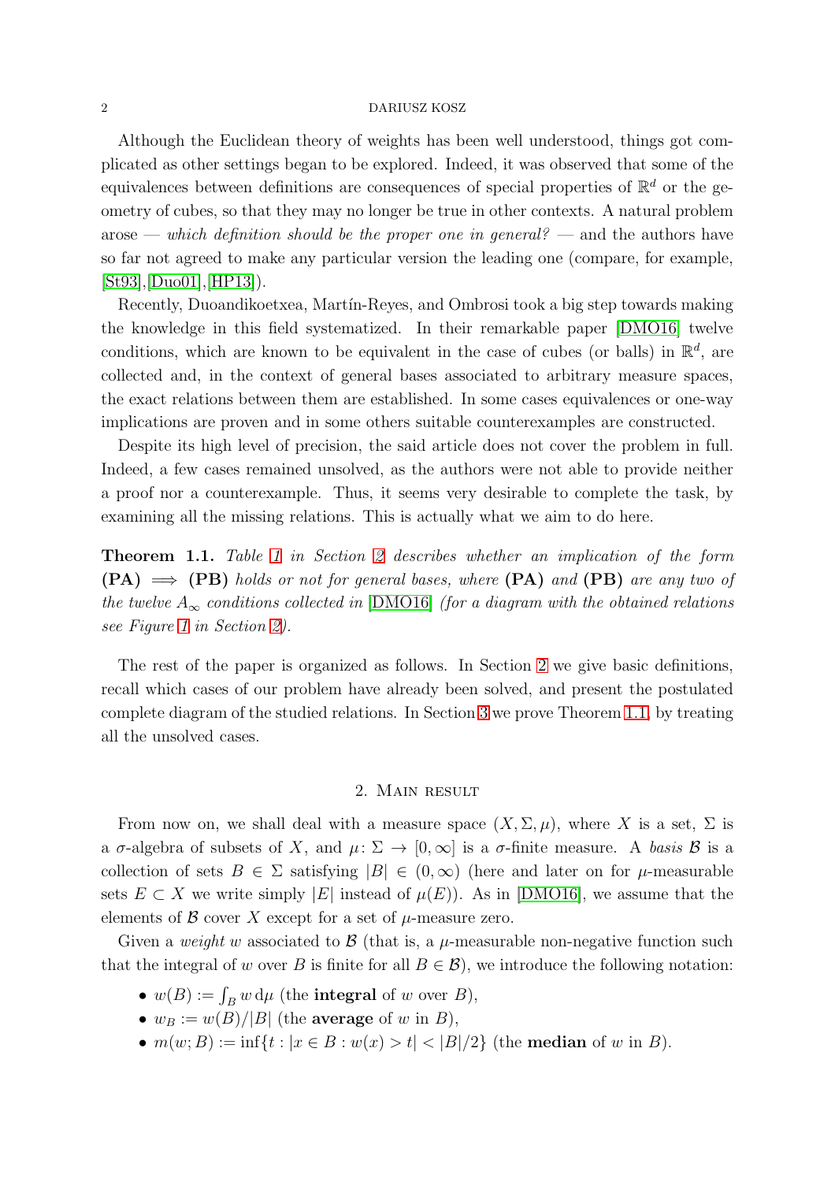Although the Euclidean theory of weights has been well understood, things got complicated as other settings began to be explored. Indeed, it was observed that some of the equivalences between definitions are consequences of special properties of $\mathbb{R}^d$ or the geometry of cubes, so that they may no longer be true in other contexts. A natural problem arose — *which definition should be the proper one in general?* — and the authors have so far not agreed to make any particular version the leading one (compare, for example, [St93],[Duo01],[HP13]).

Recently, Duoandikoetxea, Martín-Reyes, and Ombrosi took a big step towards making the knowledge in this field systematized. In their remarkable paper [DMO16] twelve conditions, which are known to be equivalent in the case of cubes (or balls) in $\mathbb{R}^d$, are collected and, in the context of general bases associated to arbitrary measure spaces, the exact relations between them are established. In some cases equivalences or one-way implications are proven and in some others suitable counterexamples are constructed.

Despite its high level of precision, the said article does not cover the problem in full. Indeed, a few cases remained unsolved, as the authors were not able to provide neither a proof nor a counterexample. Thus, it seems very desirable to complete the task, by examining all the missing relations. This is actually what we aim to do here.

**Theorem 1.1.** *Table 1 in Section 2 describes whether an implication of the form* **(PA)** $\implies$ **(PB)** *holds or not for general bases, where* **(PA)** *and* **(PB)** *are any two of the twelve $A_\infty$ conditions collected in* [DMO16] *(for a diagram with the obtained relations see Figure 1 in Section 2).*

The rest of the paper is organized as follows. In Section 2 we give basic definitions, recall which cases of our problem have already been solved, and present the postulated complete diagram of the studied relations. In Section 3 we prove Theorem 1.1, by treating all the unsolved cases.

## 2. Main result

From now on, we shall deal with a measure space $(X, \Sigma, \mu)$, where $X$ is a set, $\Sigma$ is a $\sigma$-algebra of subsets of $X$, and $\mu \colon \Sigma \to [0, \infty]$ is a $\sigma$-finite measure. A *basis* $\mathcal{B}$ is a collection of sets $B \in \Sigma$ satisfying $|B| \in (0, \infty)$ (here and later on for $\mu$-measurable sets $E \subset X$ we write simply $|E|$ instead of $\mu(E)$). As in [DMO16], we assume that the elements of $\mathcal{B}$ cover $X$ except for a set of $\mu$-measure zero.

Given a *weight* $w$ associated to $\mathcal{B}$ (that is, a $\mu$-measurable non-negative function such that the integral of $w$ over $B$ is finite for all $B \in \mathcal{B}$), we introduce the following notation:

- $w(B) := \int_B w \, \mathrm{d}\mu$ (the **integral** of $w$ over $B$),
- $w_B := w(B)/|B|$ (the **average** of $w$ in $B$),
- $m(w; B) := \inf\{t : |x \in B : w(x) > t| < |B|/2\}$ (the **median** of $w$ in $B$).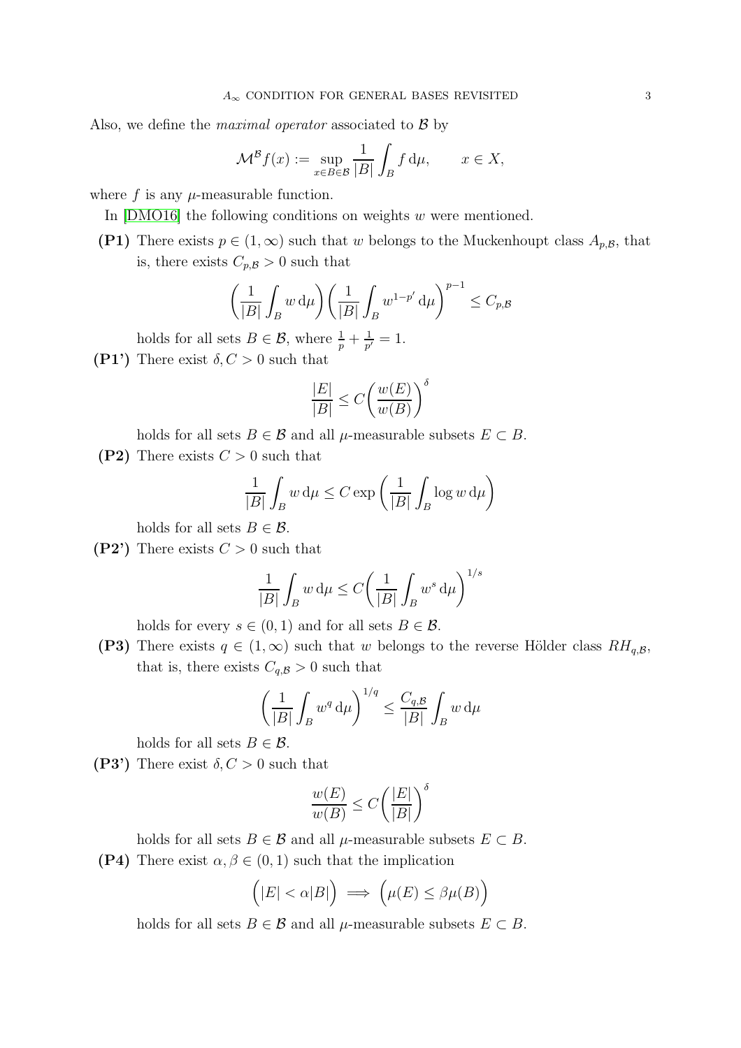Also, we define the *maximal operator* associated to $\mathcal{B}$ by

$$\mathcal{M}^{\mathcal{B}} f(x) := \sup_{x \in B \in \mathcal{B}} \frac{1}{|B|} \int_B f \,\mathrm{d}\mu, \qquad x \in X,$$

where $f$ is any $\mu$-measurable function.

In [DMO16] the following conditions on weights $w$ were mentioned.

**(P1)** There exists $p \in (1, \infty)$ such that $w$ belongs to the Muckenhoupt class $A_{p,\mathcal{B}}$, that is, there exists $C_{p,\mathcal{B}} > 0$ such that

$$\left( \frac{1}{|B|} \int_B w \,\mathrm{d}\mu \right) \left( \frac{1}{|B|} \int_B w^{1-p'} \,\mathrm{d}\mu \right)^{p-1} \leq C_{p,\mathcal{B}}$$

holds for all sets $B \in \mathcal{B}$, where $\frac{1}{p} + \frac{1}{p'} = 1$.

**(P1')** There exist $\delta, C > 0$ such that

$$\frac{|E|}{|B|} \leq C \left( \frac{w(E)}{w(B)} \right)^{\delta}$$

holds for all sets $B \in \mathcal{B}$ and all $\mu$-measurable subsets $E \subset B$.

**(P2)** There exists $C > 0$ such that

$$\frac{1}{|B|} \int_B w \,\mathrm{d}\mu \leq C \exp \left( \frac{1}{|B|} \int_B \log w \,\mathrm{d}\mu \right)$$

holds for all sets $B \in \mathcal{B}$.

**(P2')** There exists $C > 0$ such that

$$\frac{1}{|B|} \int_B w \,\mathrm{d}\mu \leq C \left( \frac{1}{|B|} \int_B w^s \,\mathrm{d}\mu \right)^{1/s}$$

holds for every $s \in (0, 1)$ and for all sets $B \in \mathcal{B}$.

**(P3)** There exists $q \in (1, \infty)$ such that $w$ belongs to the reverse Hölder class $RH_{q,\mathcal{B}}$, that is, there exists $C_{q,\mathcal{B}} > 0$ such that

$$\left( \frac{1}{|B|} \int_B w^q \,\mathrm{d}\mu \right)^{1/q} \leq \frac{C_{q,\mathcal{B}}}{|B|} \int_B w \,\mathrm{d}\mu$$

holds for all sets $B \in \mathcal{B}$.

**(P3')** There exist $\delta, C > 0$ such that

$$\frac{w(E)}{w(B)} \leq C \left( \frac{|E|}{|B|} \right)^{\delta}$$

holds for all sets $B \in \mathcal{B}$ and all $\mu$-measurable subsets $E \subset B$.

**(P4)** There exist $\alpha, \beta \in (0, 1)$ such that the implication

$$\Big( |E| < \alpha |B| \Big) \implies \Big( \mu(E) \leq \beta \mu(B) \Big)$$

holds for all sets $B \in \mathcal{B}$ and all $\mu$-measurable subsets $E \subset B$.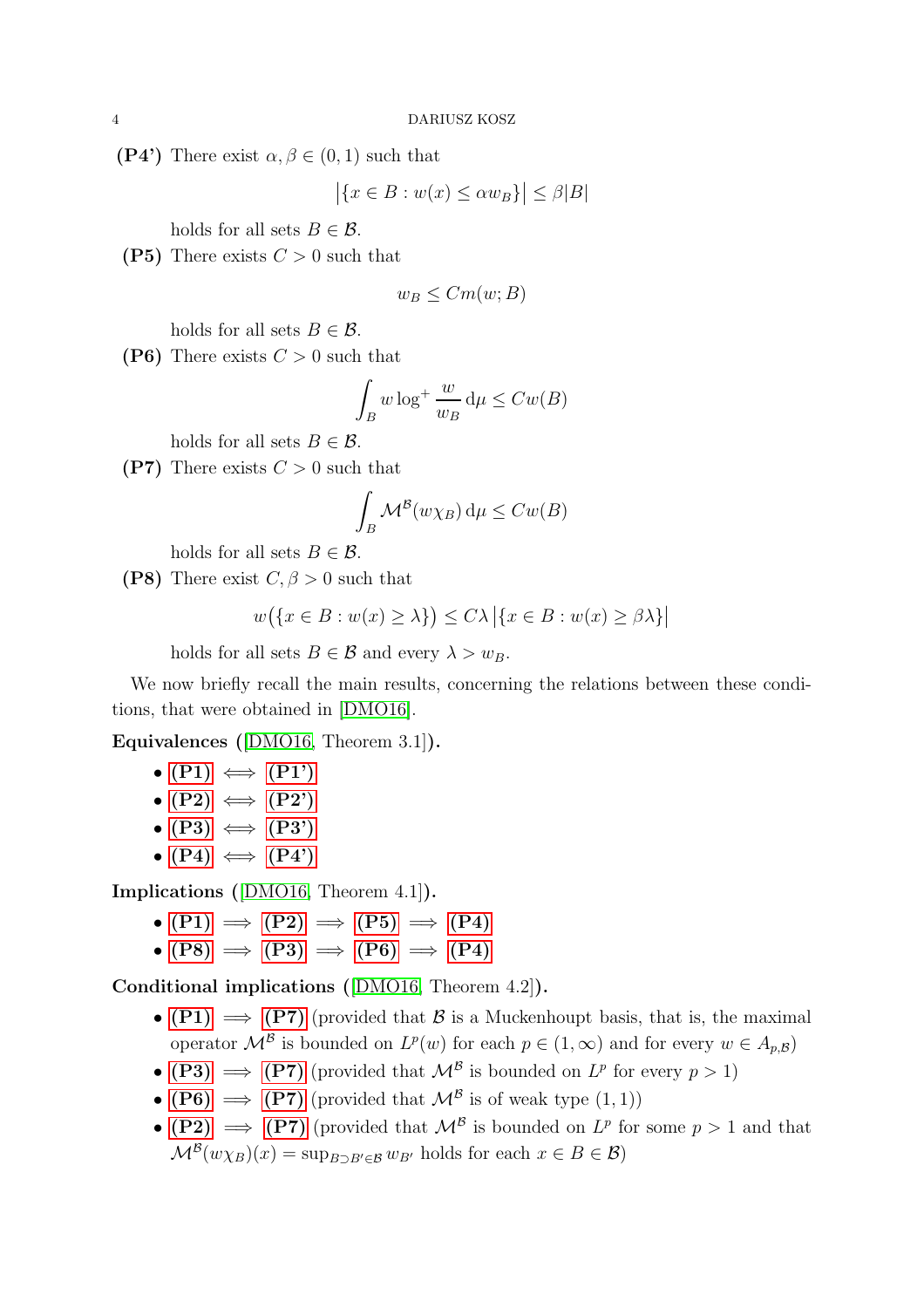**(P4')** There exist $\alpha, \beta \in (0,1)$ such that

$$\big|\{x \in B : w(x) \leq \alpha w_B\}\big| \leq \beta |B|$$

holds for all sets $B \in \mathcal{B}$.

**(P5)** There exists $C > 0$ such that

$$w_B \leq C m(w; B)$$

holds for all sets $B \in \mathcal{B}$.

**(P6)** There exists $C > 0$ such that

$$\int_B w \log^+ \frac{w}{w_B} \, \mathrm{d}\mu \leq C w(B)$$

holds for all sets $B \in \mathcal{B}$.

**(P7)** There exists $C > 0$ such that

$$\int_B \mathcal{M}^{\mathcal{B}}(w \chi_B) \, \mathrm{d}\mu \leq C w(B)$$

holds for all sets $B \in \mathcal{B}$.

**(P8)** There exist $C, \beta > 0$ such that

$$w\big(\{x \in B : w(x) \geq \lambda\}\big) \leq C \lambda \,\big|\{x \in B : w(x) \geq \beta \lambda\}\big|$$

holds for all sets $B \in \mathcal{B}$ and every $\lambda > w_B$.

We now briefly recall the main results, concerning the relations between these conditions, that were obtained in [DMO16].

**Equivalences** ([DMO16, Theorem 3.1])**.**

- **(P1)** $\iff$ **(P1')**
- **(P2)** $\iff$ **(P2')**
- **(P3)** $\iff$ **(P3')**
- **(P4)** $\iff$ **(P4')**

**Implications** ([DMO16, Theorem 4.1])**.**

- **(P1)** $\implies$ **(P2)** $\implies$ **(P5)** $\implies$ **(P4)**
- **(P8)** $\implies$ **(P3)** $\implies$ **(P6)** $\implies$ **(P4)**

**Conditional implications** ([DMO16, Theorem 4.2])**.**

- **(P1)** $\implies$ **(P7)** (provided that $\mathcal{B}$ is a Muckenhoupt basis, that is, the maximal operator $\mathcal{M}^{\mathcal{B}}$ is bounded on $L^p(w)$ for each $p \in (1, \infty)$ and for every $w \in A_{p,\mathcal{B}}$)
- **(P3)** $\implies$ **(P7)** (provided that $\mathcal{M}^{\mathcal{B}}$ is bounded on $L^p$ for every $p > 1$)
- **(P6)** $\implies$ **(P7)** (provided that $\mathcal{M}^{\mathcal{B}}$ is of weak type $(1,1)$)
- **(P2)** $\implies$ **(P7)** (provided that $\mathcal{M}^{\mathcal{B}}$ is bounded on $L^p$ for some $p > 1$ and that $\mathcal{M}^{\mathcal{B}}(w\chi_B)(x) = \sup_{B \supset B' \in \mathcal{B}} w_{B'}$ holds for each $x \in B \in \mathcal{B}$)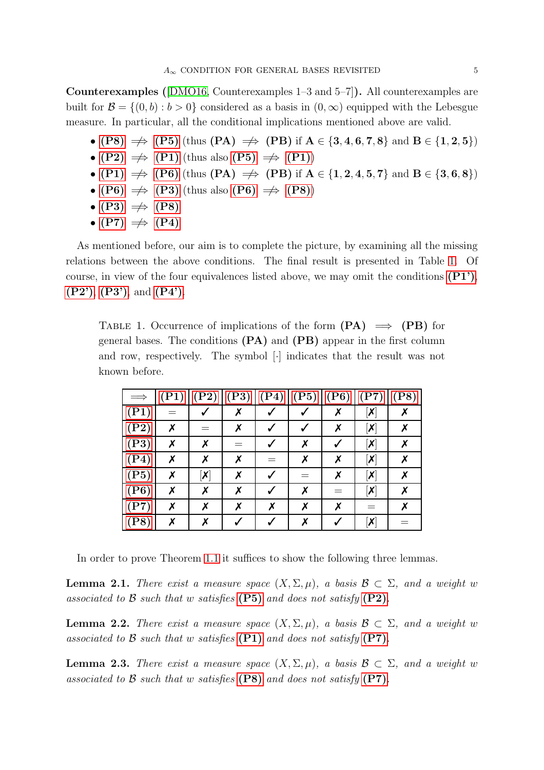**Counterexamples** ([DMO16, Counterexamples 1–3 and 5–7]). All counterexamples are built for $\mathcal{B} = \{(0,b) : b > 0\}$ considered as a basis in $(0,\infty)$ equipped with the Lebesgue measure. In particular, all the conditional implications mentioned above are valid.

- **(P8)** $\not\Rightarrow$ **(P5)** (thus **(PA)** $\not\Rightarrow$ **(PB)** if $\mathbf{A} \in \{\mathbf{3},\mathbf{4},\mathbf{6},\mathbf{7},\mathbf{8}\}$ and $\mathbf{B} \in \{\mathbf{1},\mathbf{2},\mathbf{5}\}$)
- **(P2)** $\not\Rightarrow$ **(P1)** (thus also **(P5)** $\not\Rightarrow$ **(P1)**)
- **(P1)** $\not\Rightarrow$ **(P6)** (thus **(PA)** $\not\Rightarrow$ **(PB)** if $\mathbf{A} \in \{\mathbf{1},\mathbf{2},\mathbf{4},\mathbf{5},\mathbf{7}\}$ and $\mathbf{B} \in \{\mathbf{3},\mathbf{6},\mathbf{8}\}$)
- **(P6)** $\not\Rightarrow$ **(P3)** (thus also **(P6)** $\not\Rightarrow$ **(P8)**)
- **(P3)** $\not\Rightarrow$ **(P8)**
- **(P7)** $\not\Rightarrow$ **(P4)**

As mentioned before, our aim is to complete the picture, by examining all the missing relations between the above conditions. The final result is presented in Table 1. Of course, in view of the four equivalences listed above, we may omit the conditions **(P1')**, **(P2')**, **(P3')**, and **(P4')**.

Table 1. Occurrence of implications of the form **(PA)** $\implies$ **(PB)** for general bases. The conditions **(PA)** and **(PB)** appear in the first column and row, respectively. The symbol $[\cdot]$ indicates that the result was not known before.

| $\implies$ | **(P1)** | **(P2)** | **(P3)** | **(P4)** | **(P5)** | **(P6)** | **(P7)** | **(P8)** |
|---|---|---|---|---|---|---|---|---|
| **(P1)** | = | ✓ | ✗ | ✓ | ✓ | ✗ | [✗] | ✗ |
| **(P2)** | ✗ | = | ✗ | ✓ | ✓ | ✗ | [✗] | ✗ |
| **(P3)** | ✗ | ✗ | = | ✓ | ✗ | ✓ | [✗] | ✗ |
| **(P4)** | ✗ | ✗ | ✗ | = | ✗ | ✗ | [✗] | ✗ |
| **(P5)** | ✗ | [✗] | ✗ | ✓ | = | ✗ | [✗] | ✗ |
| **(P6)** | ✗ | ✗ | ✗ | ✓ | ✗ | = | [✗] | ✗ |
| **(P7)** | ✗ | ✗ | ✗ | ✗ | ✗ | ✗ | = | ✗ |
| **(P8)** | ✗ | ✗ | ✓ | ✓ | ✗ | ✓ | [✗] | = |

In order to prove Theorem 1.1 it suffices to show the following three lemmas.

**Lemma 2.1.** *There exist a measure space $(X,\Sigma,\mu)$, a basis $\mathcal{B} \subset \Sigma$, and a weight $w$ associated to $\mathcal{B}$ such that $w$ satisfies* **(P5)** *and does not satisfy* **(P2)**.

**Lemma 2.2.** *There exist a measure space $(X,\Sigma,\mu)$, a basis $\mathcal{B} \subset \Sigma$, and a weight $w$ associated to $\mathcal{B}$ such that $w$ satisfies* **(P1)** *and does not satisfy* **(P7)**.

**Lemma 2.3.** *There exist a measure space $(X,\Sigma,\mu)$, a basis $\mathcal{B} \subset \Sigma$, and a weight $w$ associated to $\mathcal{B}$ such that $w$ satisfies* **(P8)** *and does not satisfy* **(P7)**.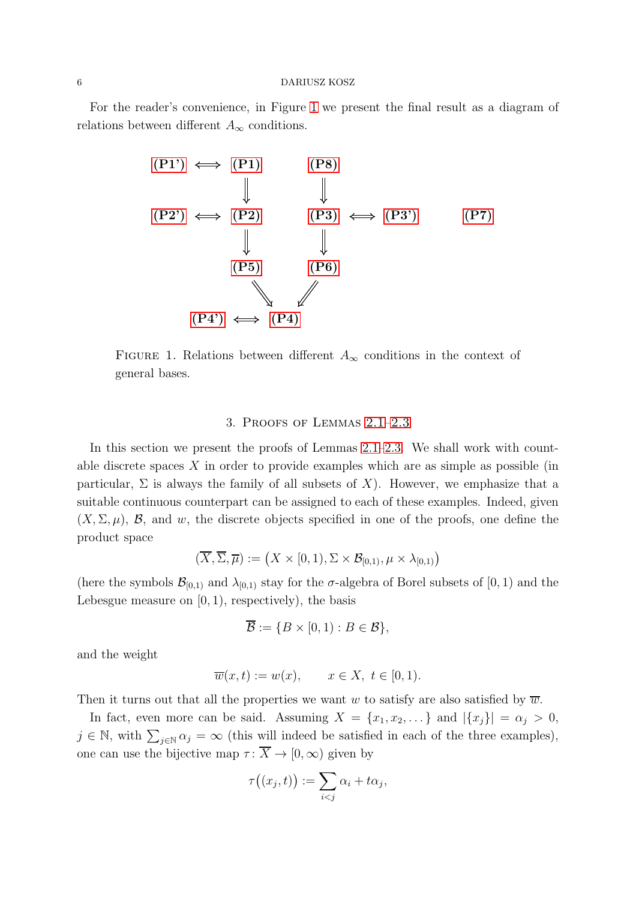For the reader's convenience, in Figure 1 we present the final result as a diagram of relations between different $A_\infty$ conditions.

$$
\begin{array}{ccccccccc}
\textbf{(P1')} & \Longleftrightarrow & \textbf{(P1)} & & \textbf{(P8)} & & & & \\
& & \Downarrow & & \Downarrow & & & & \\
\textbf{(P2')} & \Longleftrightarrow & \textbf{(P2)} & & \textbf{(P3)} & \Longleftrightarrow & \textbf{(P3')} & & \textbf{(P7)} \\
& & \Downarrow & & \Downarrow & & & & \\
& & \textbf{(P5)} & & \textbf{(P6)} & & & & \\
& & \searrow & & \swarrow & & & & \\
& \textbf{(P4')} & \Longleftrightarrow & \textbf{(P4)} & & & & &
\end{array}
$$

FIGURE 1. Relations between different $A_\infty$ conditions in the context of general bases.

## 3. PROOFS OF LEMMAS 2.1–2.3

In this section we present the proofs of Lemmas 2.1–2.3. We shall work with countable discrete spaces $X$ in order to provide examples which are as simple as possible (in particular, $\Sigma$ is always the family of all subsets of $X$). However, we emphasize that a suitable continuous counterpart can be assigned to each of these examples. Indeed, given $(X, \Sigma, \mu)$, $\mathcal{B}$, and $w$, the discrete objects specified in one of the proofs, one define the product space

$$(\overline{X}, \overline{\Sigma}, \overline{\mu}) := \big(X \times [0,1), \Sigma \times \mathcal{B}_{[0,1)}, \mu \times \lambda_{[0,1)}\big)$$

(here the symbols $\mathcal{B}_{[0,1)}$ and $\lambda_{[0,1)}$ stay for the $\sigma$-algebra of Borel subsets of $[0,1)$ and the Lebesgue measure on $[0,1)$, respectively), the basis

$$\overline{\mathcal{B}} := \{B \times [0,1) : B \in \mathcal{B}\},$$

and the weight

$$\overline{w}(x,t) := w(x), \qquad x \in X, \ t \in [0,1).$$

Then it turns out that all the properties we want $w$ to satisfy are also satisfied by $\overline{w}$.

In fact, even more can be said. Assuming $X = \{x_1, x_2, \dots\}$ and $|\{x_j\}| = \alpha_j > 0$, $j \in \mathbb{N}$, with $\sum_{j \in \mathbb{N}} \alpha_j = \infty$ (this will indeed be satisfied in each of the three examples), one can use the bijective map $\tau \colon \overline{X} \to [0,\infty)$ given by

$$\tau\big((x_j, t)\big) := \sum_{i<j} \alpha_i + t\alpha_j,$$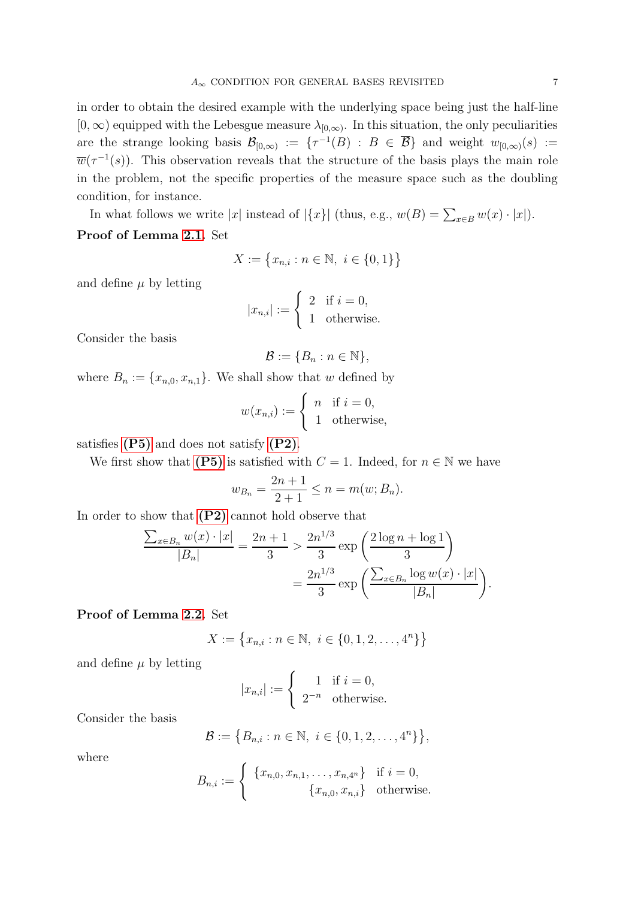in order to obtain the desired example with the underlying space being just the half-line $[0,\infty)$ equipped with the Lebesgue measure $\lambda_{[0,\infty)}$. In this situation, the only peculiarities are the strange looking basis $\mathcal{B}_{[0,\infty)} := \{\tau^{-1}(B) : B \in \overline{\mathcal{B}}\}$ and weight $w_{[0,\infty)}(s) := \overline{w}(\tau^{-1}(s))$. This observation reveals that the structure of the basis plays the main role in the problem, not the specific properties of the measure space such as the doubling condition, for instance.

In what follows we write $|x|$ instead of $|\{x\}|$ (thus, e.g., $w(B) = \sum_{x\in B} w(x)\cdot|x|$).

**Proof of Lemma 2.1.** Set

$$X := \{x_{n,i} : n \in \mathbb{N},\ i \in \{0,1\}\}$$

and define $\mu$ by letting

$$|x_{n,i}| := \begin{cases} 2 & \text{if } i = 0, \\ 1 & \text{otherwise.} \end{cases}$$

Consider the basis

$$\mathcal{B} := \{B_n : n \in \mathbb{N}\},$$

where $B_n := \{x_{n,0}, x_{n,1}\}$. We shall show that $w$ defined by

$$w(x_{n,i}) := \begin{cases} n & \text{if } i = 0, \\ 1 & \text{otherwise,} \end{cases}$$

satisfies **(P5)** and does not satisfy **(P2)**.

We first show that **(P5)** is satisfied with $C = 1$. Indeed, for $n \in \mathbb{N}$ we have

$$w_{B_n} = \frac{2n+1}{2+1} \le n = m(w; B_n).$$

In order to show that **(P2)** cannot hold observe that

$$\frac{\sum_{x\in B_n} w(x)\cdot|x|}{|B_n|} = \frac{2n+1}{3} > \frac{2n^{1/3}}{3}\exp\left(\frac{2\log n + \log 1}{3}\right)$$
$$= \frac{2n^{1/3}}{3}\exp\left(\frac{\sum_{x\in B_n}\log w(x)\cdot|x|}{|B_n|}\right).$$

**Proof of Lemma 2.2.** Set

$$X := \{x_{n,i} : n \in \mathbb{N},\ i \in \{0,1,2,\ldots,4^n\}\}$$

and define $\mu$ by letting

$$|x_{n,i}| := \begin{cases} 1 & \text{if } i = 0, \\ 2^{-n} & \text{otherwise.} \end{cases}$$

Consider the basis

$$\mathcal{B} := \{B_{n,i} : n \in \mathbb{N},\ i \in \{0,1,2,\ldots,4^n\}\},$$

where

$$B_{n,i} := \begin{cases} \{x_{n,0}, x_{n,1}, \ldots, x_{n,4^n}\} & \text{if } i = 0, \\ \{x_{n,0}, x_{n,i}\} & \text{otherwise.} \end{cases}$$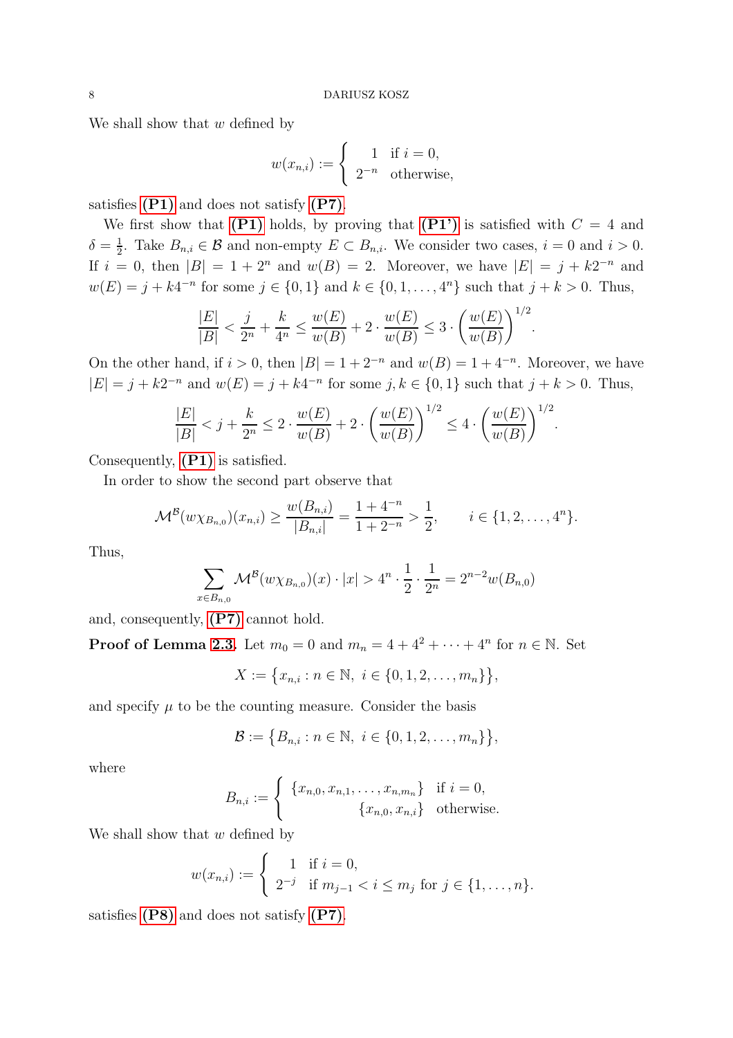We shall show that $w$ defined by

$$w(x_{n,i}) := \begin{cases} 1 & \text{if } i = 0, \\ 2^{-n} & \text{otherwise,} \end{cases}$$

satisfies **(P1)** and does not satisfy **(P7)**.

We first show that **(P1)** holds, by proving that **(P1')** is satisfied with $C = 4$ and $\delta = \frac{1}{2}$. Take $B_{n,i} \in \mathcal{B}$ and non-empty $E \subset B_{n,i}$. We consider two cases, $i = 0$ and $i > 0$. If $i = 0$, then $|B| = 1 + 2^n$ and $w(B) = 2$. Moreover, we have $|E| = j + k2^{-n}$ and $w(E) = j + k4^{-n}$ for some $j \in \{0, 1\}$ and $k \in \{0, 1, \dots, 4^n\}$ such that $j + k > 0$. Thus,

$$\frac{|E|}{|B|} < \frac{j}{2^n} + \frac{k}{4^n} \leq \frac{w(E)}{w(B)} + 2 \cdot \frac{w(E)}{w(B)} \leq 3 \cdot \left(\frac{w(E)}{w(B)}\right)^{1/2}.$$

On the other hand, if $i > 0$, then $|B| = 1 + 2^{-n}$ and $w(B) = 1 + 4^{-n}$. Moreover, we have $|E| = j + k2^{-n}$ and $w(E) = j + k4^{-n}$ for some $j, k \in \{0, 1\}$ such that $j + k > 0$. Thus,

$$\frac{|E|}{|B|} < j + \frac{k}{2^n} \leq 2 \cdot \frac{w(E)}{w(B)} + 2 \cdot \left(\frac{w(E)}{w(B)}\right)^{1/2} \leq 4 \cdot \left(\frac{w(E)}{w(B)}\right)^{1/2}.$$

Consequently, **(P1)** is satisfied.

In order to show the second part observe that

$$\mathcal{M}^{\mathcal{B}}(w\chi_{B_{n,0}})(x_{n,i}) \geq \frac{w(B_{n,i})}{|B_{n,i}|} = \frac{1 + 4^{-n}}{1 + 2^{-n}} > \frac{1}{2}, \qquad i \in \{1, 2, \dots, 4^n\}.$$

Thus,

$$\sum_{x \in B_{n,0}} \mathcal{M}^{\mathcal{B}}(w\chi_{B_{n,0}})(x) \cdot |x| > 4^n \cdot \frac{1}{2} \cdot \frac{1}{2^n} = 2^{n-2} w(B_{n,0})$$

and, consequently, **(P7)** cannot hold.

**Proof of Lemma 2.3.** Let $m_0 = 0$ and $m_n = 4 + 4^2 + \dots + 4^n$ for $n \in \mathbb{N}$. Set

$$X := \{x_{n,i} : n \in \mathbb{N}, \ i \in \{0, 1, 2, \dots, m_n\}\},$$

and specify $\mu$ to be the counting measure. Consider the basis

$$\mathcal{B} := \{B_{n,i} : n \in \mathbb{N}, \ i \in \{0, 1, 2, \dots, m_n\}\},$$

where

$$B_{n,i} := \begin{cases} \{x_{n,0}, x_{n,1}, \dots, x_{n,m_n}\} & \text{if } i = 0, \\ \{x_{n,0}, x_{n,i}\} & \text{otherwise.} \end{cases}$$

We shall show that $w$ defined by

$$w(x_{n,i}) := \begin{cases} 1 & \text{if } i = 0, \\ 2^{-j} & \text{if } m_{j-1} < i \leq m_j \text{ for } j \in \{1, \dots, n\}. \end{cases}$$

satisfies **(P8)** and does not satisfy **(P7)**.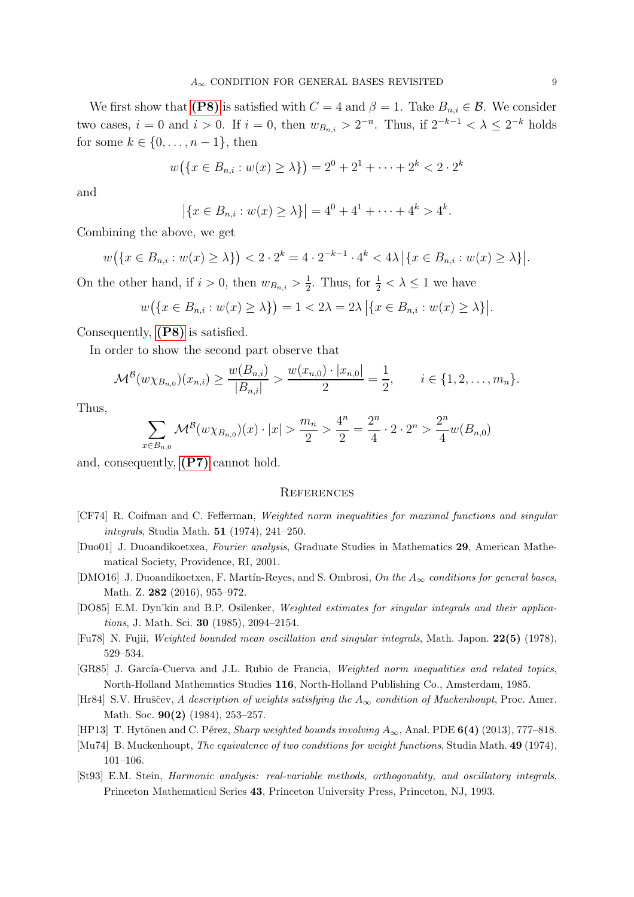We first show that **(P8)** is satisfied with $C = 4$ and $\beta = 1$. Take $B_{n,i} \in \mathcal{B}$. We consider two cases, $i = 0$ and $i > 0$. If $i = 0$, then $w_{B_{n,i}} > 2^{-n}$. Thus, if $2^{-k-1} < \lambda \le 2^{-k}$ holds for some $k \in \{0, \ldots, n-1\}$, then

$$w\big(\{x \in B_{n,i} : w(x) \ge \lambda\}\big) = 2^0 + 2^1 + \cdots + 2^k < 2 \cdot 2^k$$

and

$$\big|\{x \in B_{n,i} : w(x) \ge \lambda\}\big| = 4^0 + 4^1 + \cdots + 4^k > 4^k.$$

Combining the above, we get

$$w\big(\{x \in B_{n,i} : w(x) \ge \lambda\}\big) < 2 \cdot 2^k = 4 \cdot 2^{-k-1} \cdot 4^k < 4\lambda \big|\{x \in B_{n,i} : w(x) \ge \lambda\}\big|.$$

On the other hand, if $i > 0$, then $w_{B_{n,i}} > \frac{1}{2}$. Thus, for $\frac{1}{2} < \lambda \le 1$ we have

$$w\big(\{x \in B_{n,i} : w(x) \ge \lambda\}\big) = 1 < 2\lambda = 2\lambda \big|\{x \in B_{n,i} : w(x) \ge \lambda\}\big|.$$

Consequently, **(P8)** is satisfied.

In order to show the second part observe that

$$\mathcal{M}^{\mathcal{B}}(w\chi_{B_{n,0}})(x_{n,i}) \ge \frac{w(B_{n,i})}{|B_{n,i}|} > \frac{w(x_{n,0}) \cdot |x_{n,0}|}{2} = \frac{1}{2}, \qquad i \in \{1, 2, \ldots, m_n\}.$$

Thus,

$$\sum_{x \in B_{n,0}} \mathcal{M}^{\mathcal{B}}(w\chi_{B_{n,0}})(x) \cdot |x| > \frac{m_n}{2} > \frac{4^n}{2} = \frac{2^n}{4} \cdot 2 \cdot 2^n > \frac{2^n}{4} w(B_{n,0})$$

and, consequently, **(P7)** cannot hold.

## References

[CF74] R. Coifman and C. Fefferman, *Weighted norm inequalities for maximal functions and singular integrals*, Studia Math. **51** (1974), 241–250.

[Duo01] J. Duoandikoetxea, *Fourier analysis*, Graduate Studies in Mathematics **29**, American Mathematical Society, Providence, RI, 2001.

[DMO16] J. Duoandikoetxea, F. Martín-Reyes, and S. Ombrosi, *On the $A_\infty$ conditions for general bases*, Math. Z. **282** (2016), 955–972.

[DO85] E.M. Dyn'kin and B.P. Osilenker, *Weighted estimates for singular integrals and their applications*, J. Math. Sci. **30** (1985), 2094–2154.

[Fu78] N. Fujii, *Weighted bounded mean oscillation and singular integrals*, Math. Japon. **22(5)** (1978), 529–534.

[GR85] J. García-Cuerva and J.L. Rubio de Francia, *Weighted norm inequalities and related topics*, North-Holland Mathematics Studies **116**, North-Holland Publishing Co., Amsterdam, 1985.

[Hr84] S.V. Hruščev, *A description of weights satisfying the $A_\infty$ condition of Muckenhoupt*, Proc. Amer. Math. Soc. **90(2)** (1984), 253–257.

[HP13] T. Hytönen and C. Pérez, *Sharp weighted bounds involving $A_\infty$*, Anal. PDE **6(4)** (2013), 777–818.

[Mu74] B. Muckenhoupt, *The equivalence of two conditions for weight functions*, Studia Math. **49** (1974), 101–106.

[St93] E.M. Stein, *Harmonic analysis: real-variable methods, orthogonality, and oscillatory integrals*, Princeton Mathematical Series **43**, Princeton University Press, Princeton, NJ, 1993.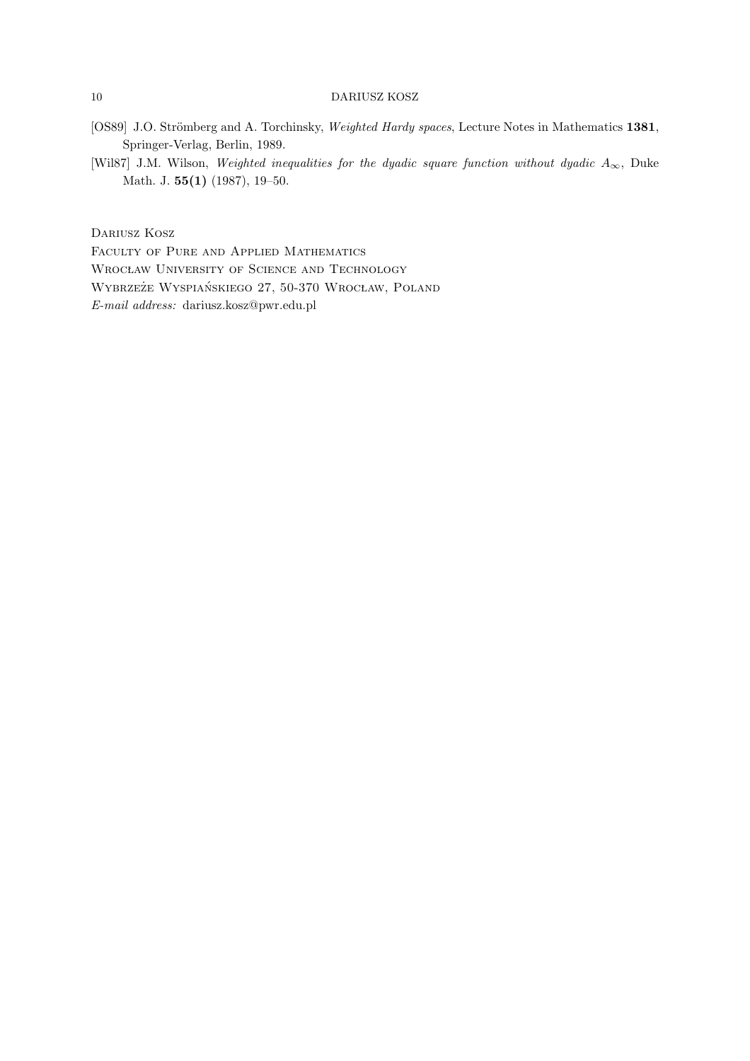[OS89] J.O. Strömberg and A. Torchinsky, *Weighted Hardy spaces*, Lecture Notes in Mathematics **1381**, Springer-Verlag, Berlin, 1989.

[Wil87] J.M. Wilson, *Weighted inequalities for the dyadic square function without dyadic $A_\infty$*, Duke Math. J. **55(1)** (1987), 19–50.

Dariusz Kosz
Faculty of Pure and Applied Mathematics
Wrocław University of Science and Technology
Wybrzeże Wyspiańskiego 27, 50-370 Wrocław, Poland
*E-mail address:* dariusz.kosz@pwr.edu.pl